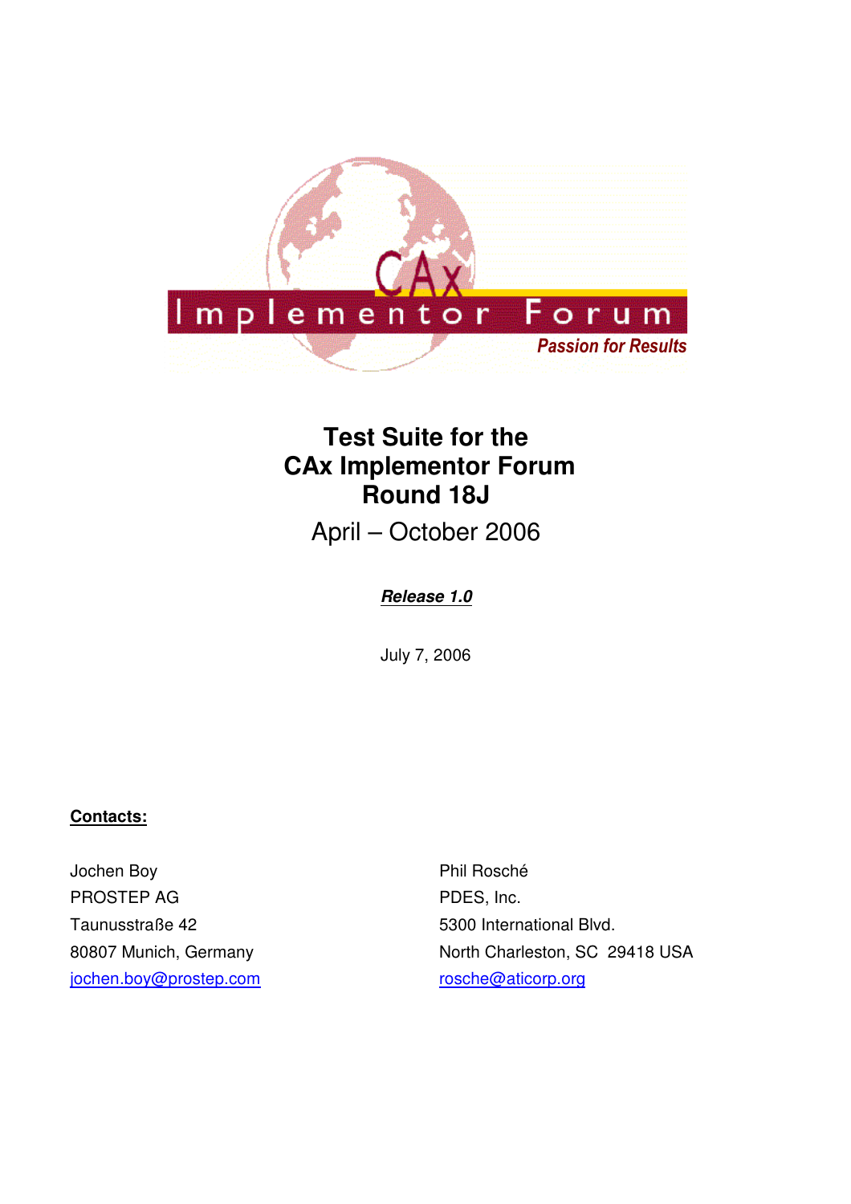# Test Suite for the CAx Implementor Forum Round 18J

April – October 2006

***Release 1.0***

July 7, 2006

**Contacts:**

Jochen Boy
PROSTEP AG
Taunusstraße 42
80807 Munich, Germany
jochen.boy@prostep.com

Phil Rosché
PDES, Inc.
5300 International Blvd.
North Charleston, SC 29418 USA
rosche@aticorp.org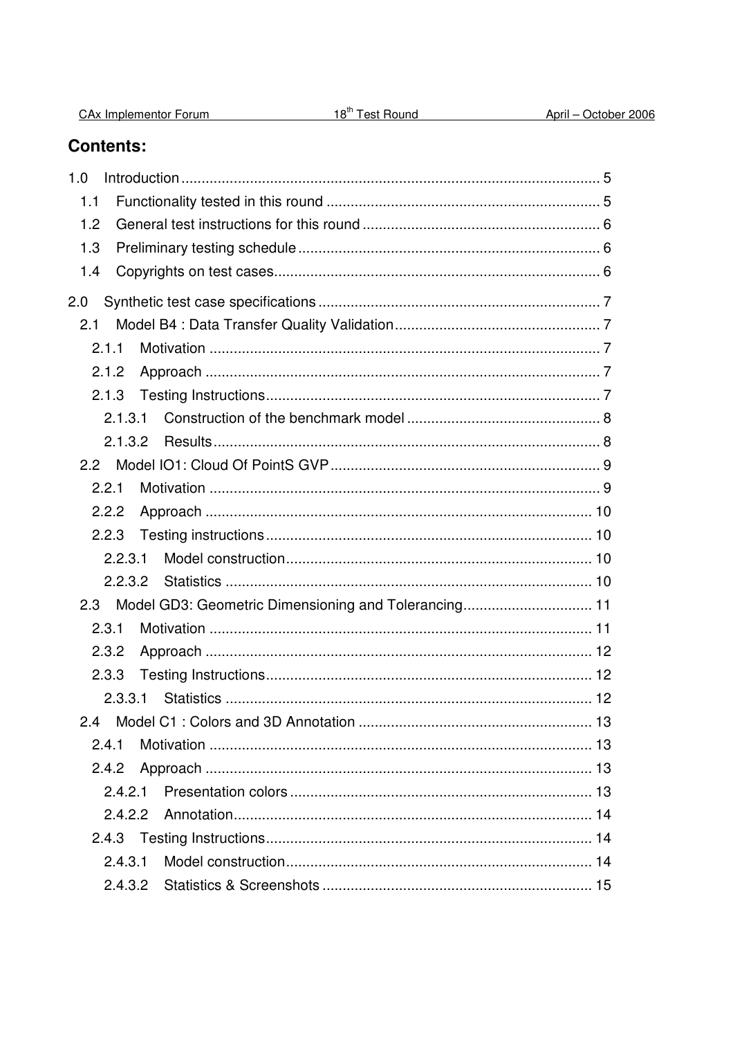## Contents:

1.0 Introduction ........................................................................................................ 5
  1.1 Functionality tested in this round .................................................................... 5
  1.2 General test instructions for this round ........................................................... 6
  1.3 Preliminary testing schedule ........................................................................... 6
  1.4 Copyrights on test cases................................................................................. 6

2.0 Synthetic test case specifications ...................................................................... 7
  2.1 Model B4 : Data Transfer Quality Validation.................................................... 7
    2.1.1 Motivation ................................................................................................. 7
    2.1.2 Approach .................................................................................................. 7
    2.1.3 Testing Instructions................................................................................... 7
      2.1.3.1 Construction of the benchmark model ................................................ 8
      2.1.3.2 Results................................................................................................ 8
  2.2 Model IO1: Cloud Of PointS GVP................................................................... 9
    2.2.1 Motivation ................................................................................................. 9
    2.2.2 Approach ................................................................................................ 10
    2.2.3 Testing instructions ................................................................................. 10
      2.2.3.1 Model construction............................................................................ 10
      2.2.3.2 Statistics ........................................................................................... 10
  2.3 Model GD3: Geometric Dimensioning and Tolerancing................................. 11
    2.3.1 Motivation ............................................................................................... 11
    2.3.2 Approach ................................................................................................ 12
    2.3.3 Testing Instructions................................................................................. 12
      2.3.3.1 Statistics ........................................................................................... 12
  2.4 Model C1 : Colors and 3D Annotation .......................................................... 13
    2.4.1 Motivation ............................................................................................... 13
    2.4.2 Approach ................................................................................................ 13
      2.4.2.1 Presentation colors ........................................................................... 13
      2.4.2.2 Annotation......................................................................................... 14
    2.4.3 Testing Instructions................................................................................. 14
      2.4.3.1 Model construction............................................................................ 14
      2.4.3.2 Statistics & Screenshots ................................................................... 15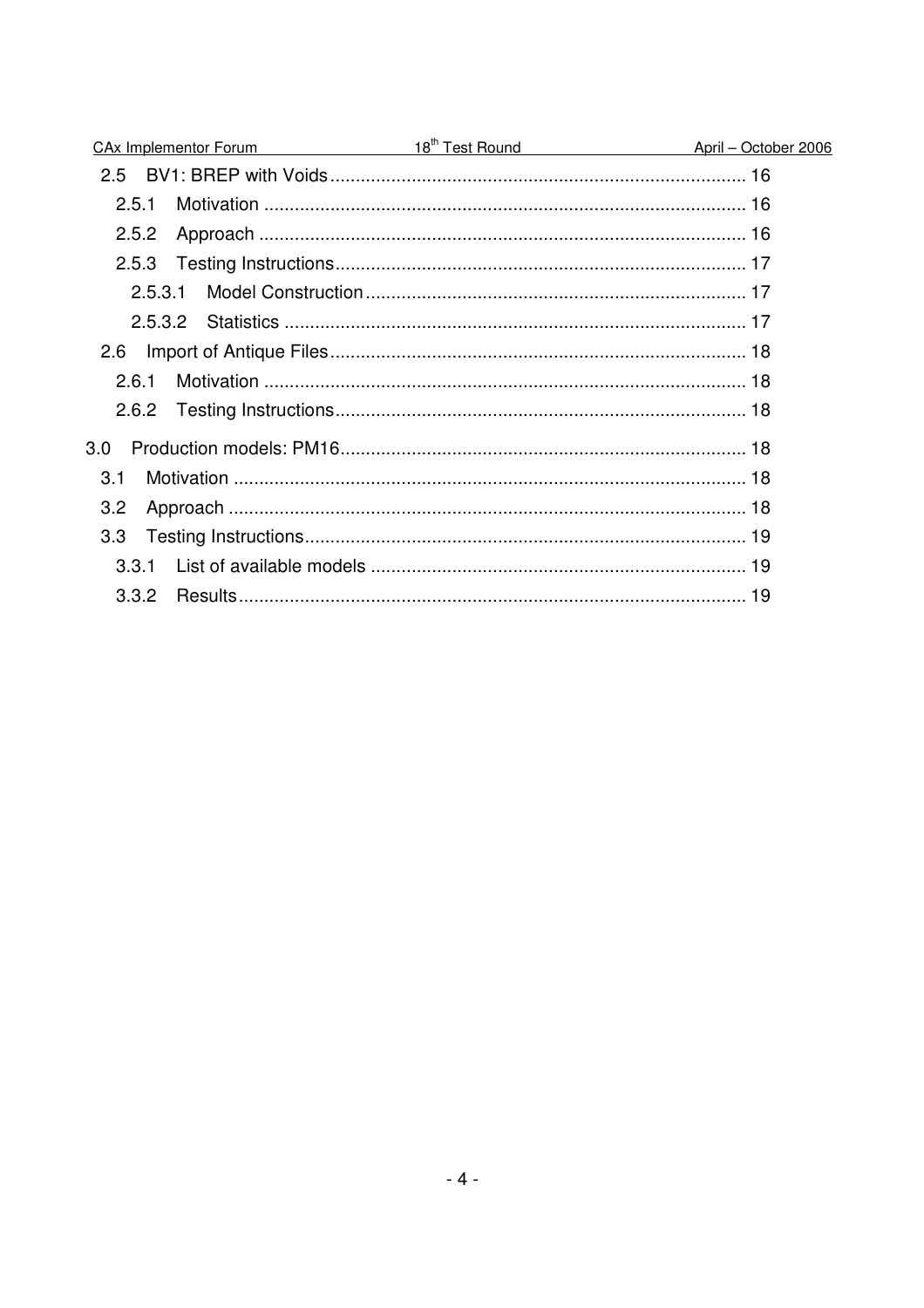2.5 BV1: BREP with Voids ........................................................................ 16

2.5.1 Motivation ........................................................................ 16

2.5.2 Approach ........................................................................ 16

2.5.3 Testing Instructions ........................................................................ 17

2.5.3.1 Model Construction ........................................................................ 17

2.5.3.2 Statistics ........................................................................ 17

2.6 Import of Antique Files ........................................................................ 18

2.6.1 Motivation ........................................................................ 18

2.6.2 Testing Instructions ........................................................................ 18

3.0 Production models: PM16 ........................................................................ 18

3.1 Motivation ........................................................................ 18

3.2 Approach ........................................................................ 18

3.3 Testing Instructions ........................................................................ 19

3.3.1 List of available models ........................................................................ 19

3.3.2 Results ........................................................................ 19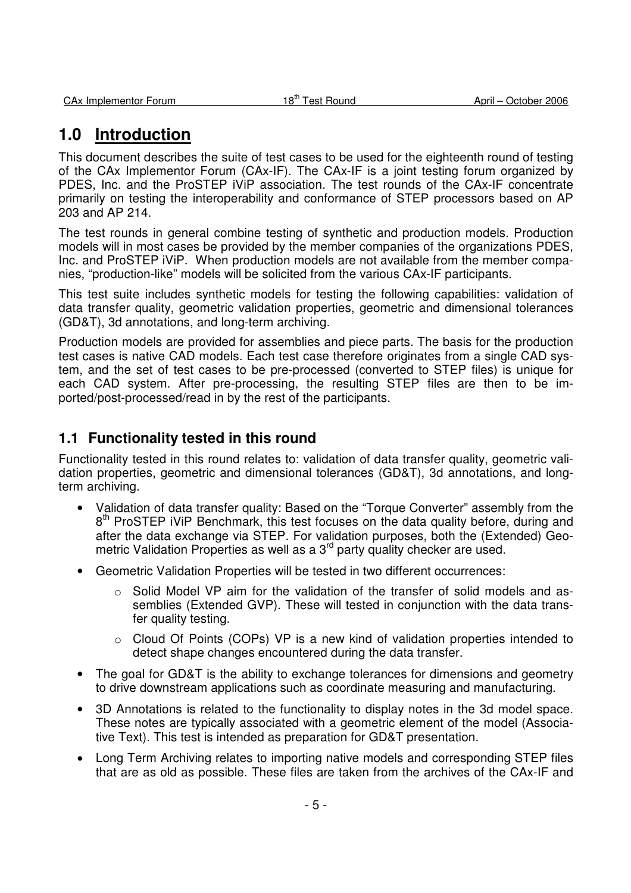# 1.0 Introduction

This document describes the suite of test cases to be used for the eighteenth round of testing of the CAx Implementor Forum (CAx-IF). The CAx-IF is a joint testing forum organized by PDES, Inc. and the ProSTEP iViP association. The test rounds of the CAx-IF concentrate primarily on testing the interoperability and conformance of STEP processors based on AP 203 and AP 214.

The test rounds in general combine testing of synthetic and production models. Production models will in most cases be provided by the member companies of the organizations PDES, Inc. and ProSTEP iViP. When production models are not available from the member companies, "production-like" models will be solicited from the various CAx-IF participants.

This test suite includes synthetic models for testing the following capabilities: validation of data transfer quality, geometric validation properties, geometric and dimensional tolerances (GD&T), 3d annotations, and long-term archiving.

Production models are provided for assemblies and piece parts. The basis for the production test cases is native CAD models. Each test case therefore originates from a single CAD system, and the set of test cases to be pre-processed (converted to STEP files) is unique for each CAD system. After pre-processing, the resulting STEP files are then to be imported/post-processed/read in by the rest of the participants.

## 1.1 Functionality tested in this round

Functionality tested in this round relates to: validation of data transfer quality, geometric validation properties, geometric and dimensional tolerances (GD&T), 3d annotations, and long-term archiving.

- Validation of data transfer quality: Based on the "Torque Converter" assembly from the 8th ProSTEP iViP Benchmark, this test focuses on the data quality before, during and after the data exchange via STEP. For validation purposes, both the (Extended) Geometric Validation Properties as well as a 3rd party quality checker are used.
- Geometric Validation Properties will be tested in two different occurrences:
  - Solid Model VP aim for the validation of the transfer of solid models and assemblies (Extended GVP). These will tested in conjunction with the data transfer quality testing.
  - Cloud Of Points (COPs) VP is a new kind of validation properties intended to detect shape changes encountered during the data transfer.
- The goal for GD&T is the ability to exchange tolerances for dimensions and geometry to drive downstream applications such as coordinate measuring and manufacturing.
- 3D Annotations is related to the functionality to display notes in the 3d model space. These notes are typically associated with a geometric element of the model (Associative Text). This test is intended as preparation for GD&T presentation.
- Long Term Archiving relates to importing native models and corresponding STEP files that are as old as possible. These files are taken from the archives of the CAx-IF and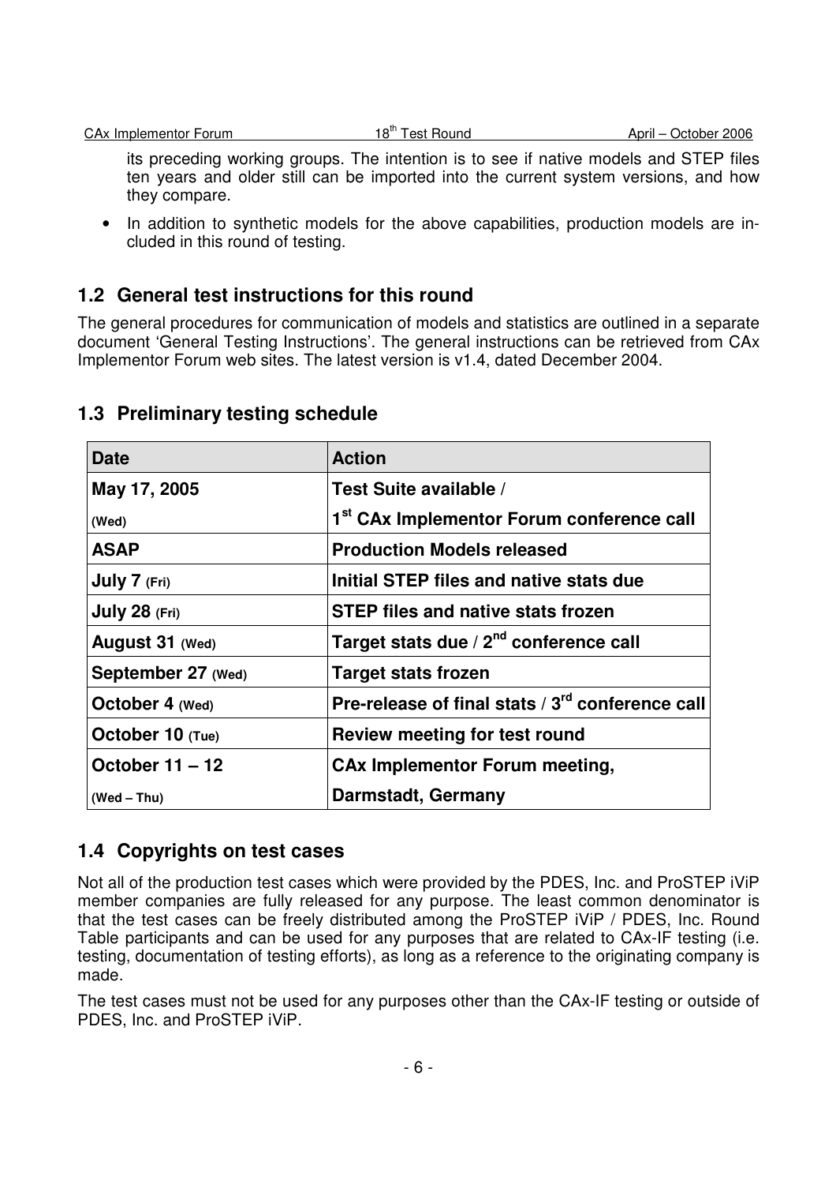its preceding working groups. The intention is to see if native models and STEP files ten years and older still can be imported into the current system versions, and how they compare.

- In addition to synthetic models for the above capabilities, production models are included in this round of testing.

## 1.2 General test instructions for this round

The general procedures for communication of models and statistics are outlined in a separate document 'General Testing Instructions'. The general instructions can be retrieved from CAx Implementor Forum web sites. The latest version is v1.4, dated December 2004.

## 1.3 Preliminary testing schedule

| Date | Action |
|---|---|
| **May 17, 2005** **(Wed)** | **Test Suite available / 1st CAx Implementor Forum conference call** |
| **ASAP** | **Production Models released** |
| **July 7 (Fri)** | **Initial STEP files and native stats due** |
| **July 28 (Fri)** | **STEP files and native stats frozen** |
| **August 31 (Wed)** | **Target stats due / 2nd conference call** |
| **September 27 (Wed)** | **Target stats frozen** |
| **October 4 (Wed)** | **Pre-release of final stats / 3rd conference call** |
| **October 10 (Tue)** | **Review meeting for test round** |
| **October 11 – 12** **(Wed – Thu)** | **CAx Implementor Forum meeting, Darmstadt, Germany** |

## 1.4 Copyrights on test cases

Not all of the production test cases which were provided by the PDES, Inc. and ProSTEP iViP member companies are fully released for any purpose. The least common denominator is that the test cases can be freely distributed among the ProSTEP iViP / PDES, Inc. Round Table participants and can be used for any purposes that are related to CAx-IF testing (i.e. testing, documentation of testing efforts), as long as a reference to the originating company is made.

The test cases must not be used for any purposes other than the CAx-IF testing or outside of PDES, Inc. and ProSTEP iViP.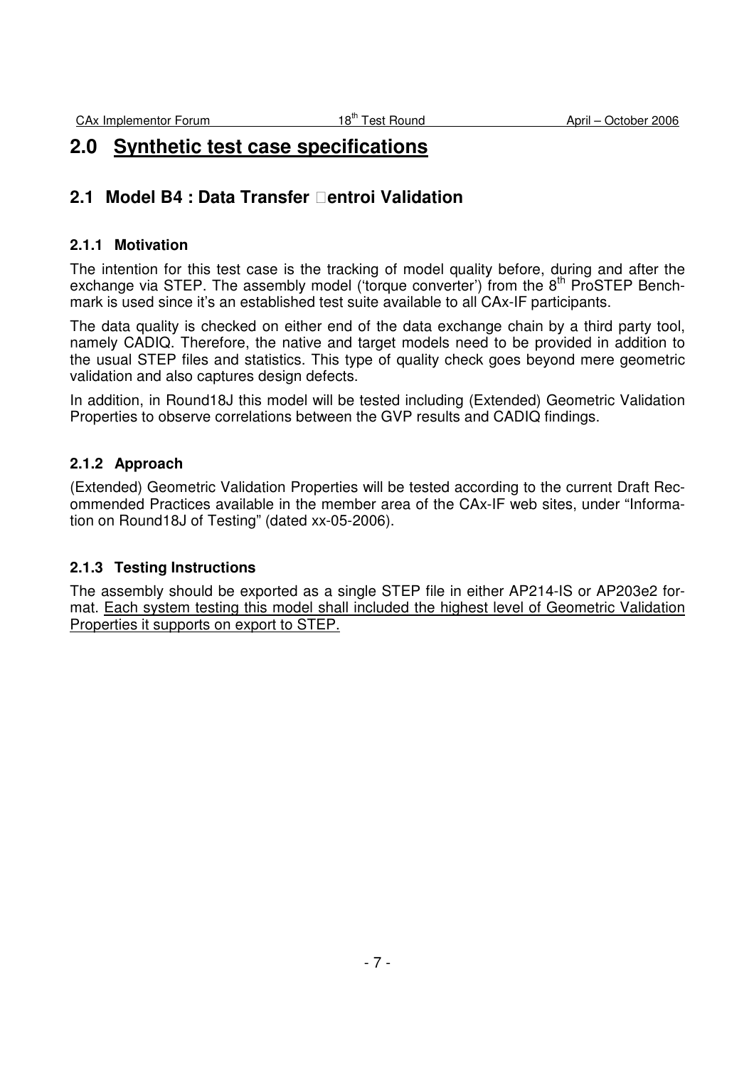# 2.0 Synthetic test case specifications

## 2.1 Model B4 : Data Transfer �entroi Validation

### 2.1.1 Motivation

The intention for this test case is the tracking of model quality before, during and after the exchange via STEP. The assembly model ('torque converter') from the 8th ProSTEP Benchmark is used since it's an established test suite available to all CAx-IF participants.

The data quality is checked on either end of the data exchange chain by a third party tool, namely CADIQ. Therefore, the native and target models need to be provided in addition to the usual STEP files and statistics. This type of quality check goes beyond mere geometric validation and also captures design defects.

In addition, in Round18J this model will be tested including (Extended) Geometric Validation Properties to observe correlations between the GVP results and CADIQ findings.

### 2.1.2 Approach

(Extended) Geometric Validation Properties will be tested according to the current Draft Recommended Practices available in the member area of the CAx-IF web sites, under "Information on Round18J of Testing" (dated xx-05-2006).

### 2.1.3 Testing Instructions

The assembly should be exported as a single STEP file in either AP214-IS or AP203e2 format. <u>Each system testing this model shall included the highest level of Geometric Validation Properties it supports on export to STEP.</u>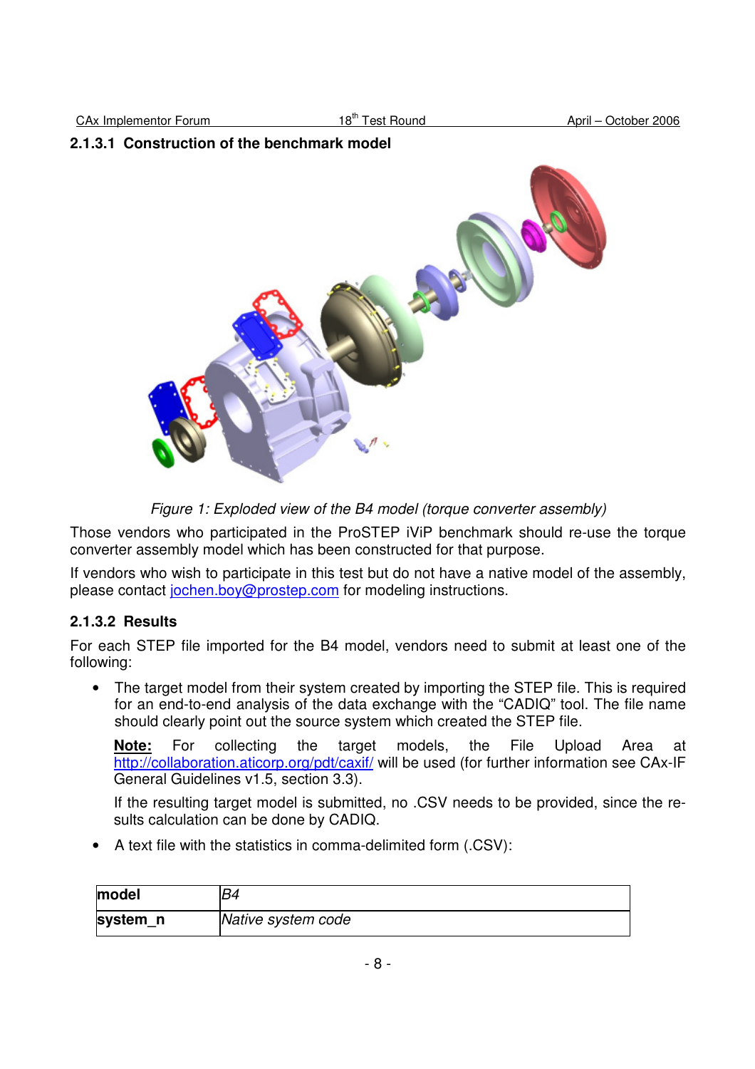#### 2.1.3.1 Construction of the benchmark model

*Figure 1: Exploded view of the B4 model (torque converter assembly)*

Those vendors who participated in the ProSTEP iViP benchmark should re-use the torque converter assembly model which has been constructed for that purpose.

If vendors who wish to participate in this test but do not have a native model of the assembly, please contact jochen.boy@prostep.com for modeling instructions.

#### 2.1.3.2 Results

For each STEP file imported for the B4 model, vendors need to submit at least one of the following:

- The target model from their system created by importing the STEP file. This is required for an end-to-end analysis of the data exchange with the "CADIQ" tool. The file name should clearly point out the source system which created the STEP file.

  **Note:** For collecting the target models, the File Upload Area at http://collaboration.aticorp.org/pdt/caxif/ will be used (for further information see CAx-IF General Guidelines v1.5, section 3.3).

  If the resulting target model is submitted, no .CSV needs to be provided, since the results calculation can be done by CADIQ.

- A text file with the statistics in comma-delimited form (.CSV):

| **model** | *B4* |
|---|---|
| **system_n** | *Native system code* |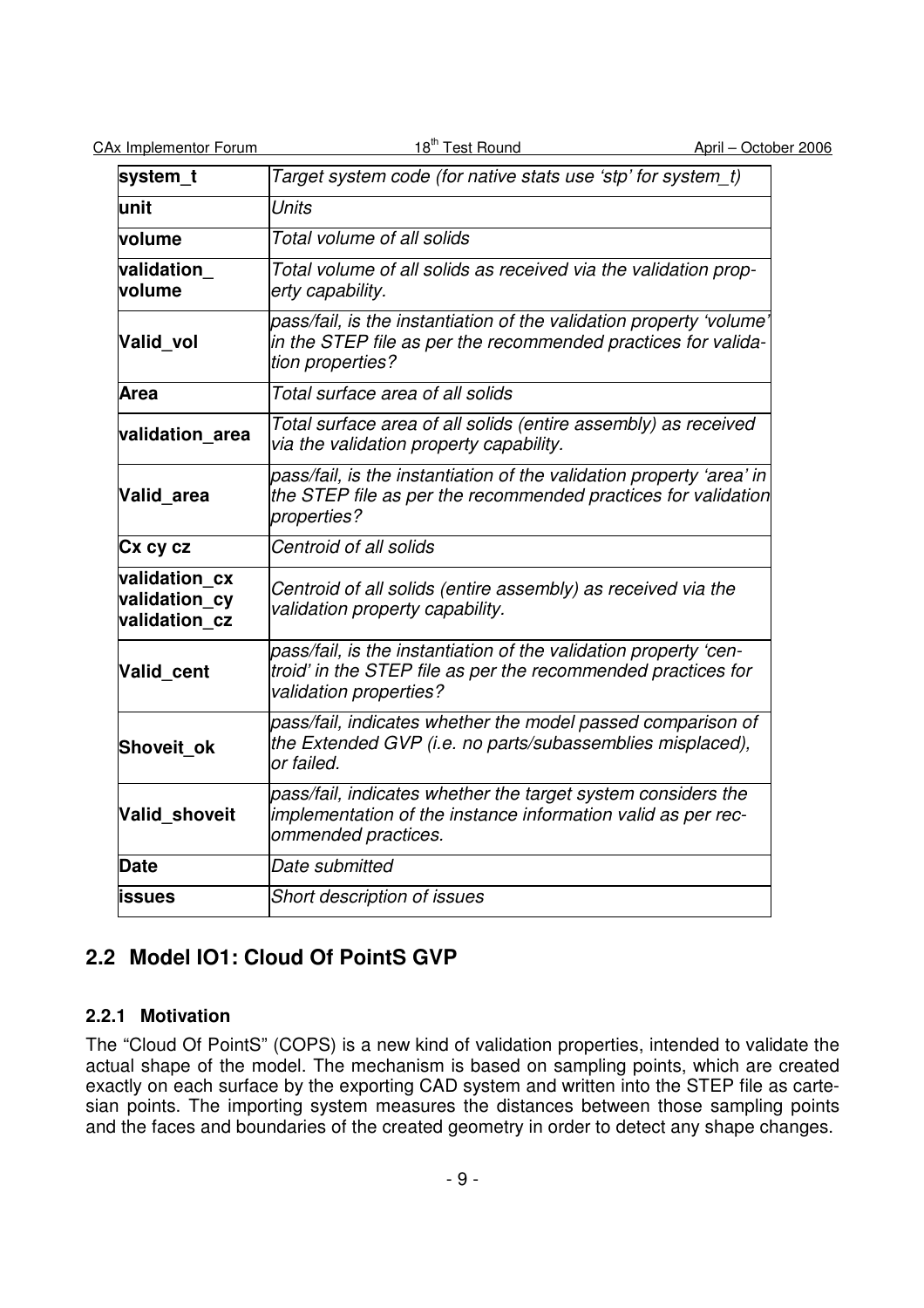| | |
|---|---|
| **system_t** | *Target system code (for native stats use 'stp' for system_t)* |
| **unit** | *Units* |
| **volume** | *Total volume of all solids* |
| **validation_ volume** | *Total volume of all solids as received via the validation property capability.* |
| **Valid_vol** | *pass/fail, is the instantiation of the validation property 'volume' in the STEP file as per the recommended practices for validation properties?* |
| **Area** | *Total surface area of all solids* |
| **validation_area** | *Total surface area of all solids (entire assembly) as received via the validation property capability.* |
| **Valid_area** | *pass/fail, is the instantiation of the validation property 'area' in the STEP file as per the recommended practices for validation properties?* |
| **Cx cy cz** | *Centroid of all solids* |
| **validation_cx validation_cy validation_cz** | *Centroid of all solids (entire assembly) as received via the validation property capability.* |
| **Valid_cent** | *pass/fail, is the instantiation of the validation property 'centroid' in the STEP file as per the recommended practices for validation properties?* |
| **Shoveit_ok** | *pass/fail, indicates whether the model passed comparison of the Extended GVP (i.e. no parts/subassemblies misplaced), or failed.* |
| **Valid_shoveit** | *pass/fail, indicates whether the target system considers the implementation of the instance information valid as per recommended practices.* |
| **Date** | *Date submitted* |
| **issues** | *Short description of issues* |

## 2.2 Model IO1: Cloud Of PointS GVP

### 2.2.1 Motivation

The "Cloud Of PointS" (COPS) is a new kind of validation properties, intended to validate the actual shape of the model. The mechanism is based on sampling points, which are created exactly on each surface by the exporting CAD system and written into the STEP file as cartesian points. The importing system measures the distances between those sampling points and the faces and boundaries of the created geometry in order to detect any shape changes.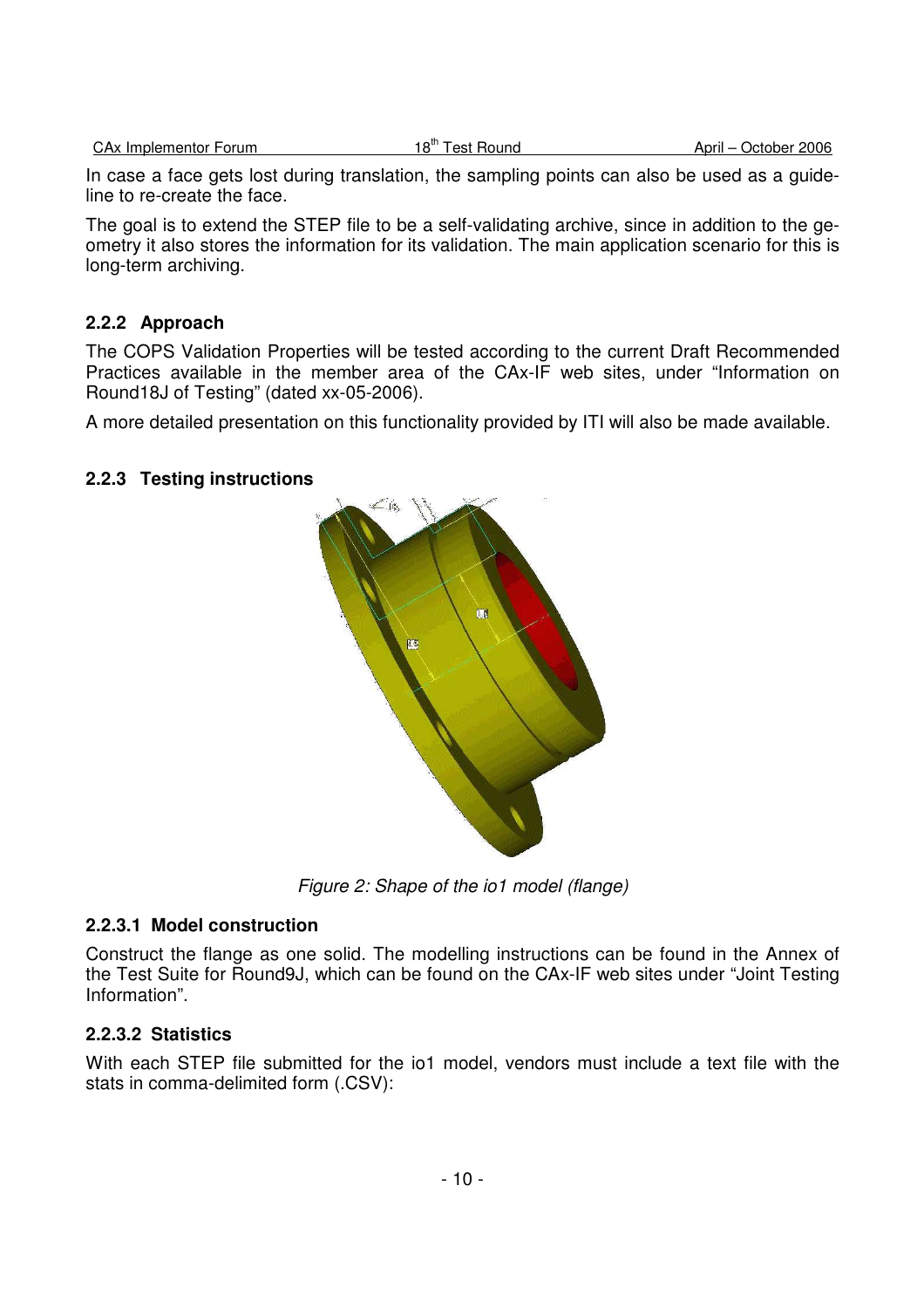In case a face gets lost during translation, the sampling points can also be used as a guideline to re-create the face.

The goal is to extend the STEP file to be a self-validating archive, since in addition to the geometry it also stores the information for its validation. The main application scenario for this is long-term archiving.

### 2.2.2 Approach

The COPS Validation Properties will be tested according to the current Draft Recommended Practices available in the member area of the CAx-IF web sites, under “Information on Round18J of Testing” (dated xx-05-2006).

A more detailed presentation on this functionality provided by ITI will also be made available.

### 2.2.3 Testing instructions

*Figure 2: Shape of the io1 model (flange)*

#### 2.2.3.1 Model construction

Construct the flange as one solid. The modelling instructions can be found in the Annex of the Test Suite for Round9J, which can be found on the CAx-IF web sites under “Joint Testing Information”.

#### 2.2.3.2 Statistics

With each STEP file submitted for the io1 model, vendors must include a text file with the stats in comma-delimited form (.CSV):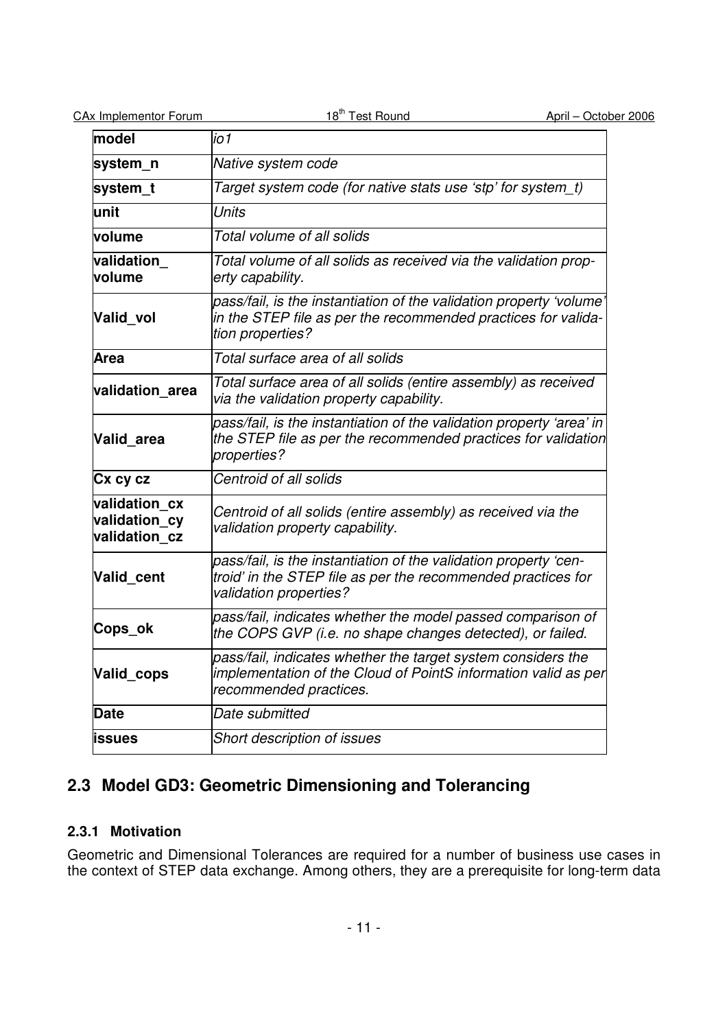| model | *io1* |
| --- | --- |
| **system_n** | *Native system code* |
| **system_t** | *Target system code (for native stats use 'stp' for system_t)* |
| **unit** | *Units* |
| **volume** | *Total volume of all solids* |
| **validation_ volume** | *Total volume of all solids as received via the validation property capability.* |
| **Valid_vol** | *pass/fail, is the instantiation of the validation property 'volume' in the STEP file as per the recommended practices for validation properties?* |
| **Area** | *Total surface area of all solids* |
| **validation_area** | *Total surface area of all solids (entire assembly) as received via the validation property capability.* |
| **Valid_area** | *pass/fail, is the instantiation of the validation property 'area' in the STEP file as per the recommended practices for validation properties?* |
| **Cx cy cz** | *Centroid of all solids* |
| **validation_cx validation_cy validation_cz** | *Centroid of all solids (entire assembly) as received via the validation property capability.* |
| **Valid_cent** | *pass/fail, is the instantiation of the validation property 'centroid' in the STEP file as per the recommended practices for validation properties?* |
| **Cops_ok** | *pass/fail, indicates whether the model passed comparison of the COPS GVP (i.e. no shape changes detected), or failed.* |
| **Valid_cops** | *pass/fail, indicates whether the target system considers the implementation of the Cloud of PointS information valid as per recommended practices.* |
| **Date** | *Date submitted* |
| **issues** | *Short description of issues* |

## 2.3 Model GD3: Geometric Dimensioning and Tolerancing

### 2.3.1 Motivation

Geometric and Dimensional Tolerances are required for a number of business use cases in the context of STEP data exchange. Among others, they are a prerequisite for long-term data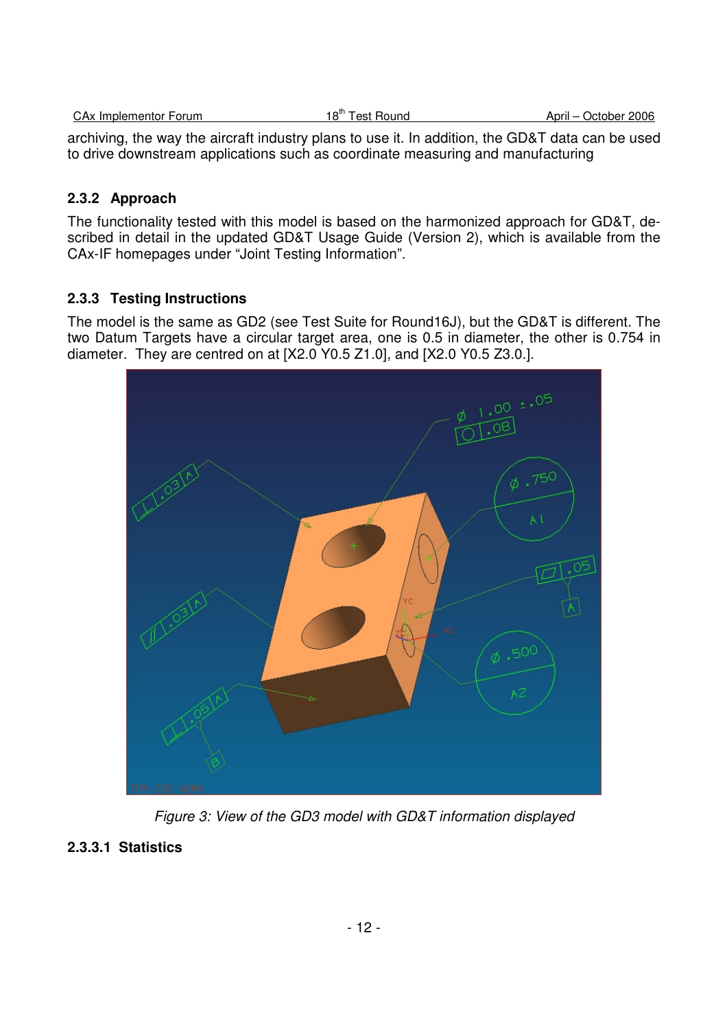archiving, the way the aircraft industry plans to use it. In addition, the GD&T data can be used to drive downstream applications such as coordinate measuring and manufacturing

### 2.3.2 Approach

The functionality tested with this model is based on the harmonized approach for GD&T, described in detail in the updated GD&T Usage Guide (Version 2), which is available from the CAx-IF homepages under "Joint Testing Information".

### 2.3.3 Testing Instructions

The model is the same as GD2 (see Test Suite for Round16J), but the GD&T is different. The two Datum Targets have a circular target area, one is 0.5 in diameter, the other is 0.754 in diameter. They are centred on at [X2.0 Y0.5 Z1.0], and [X2.0 Y0.5 Z3.0.].

*Figure 3: View of the GD3 model with GD&T information displayed*

#### 2.3.3.1 Statistics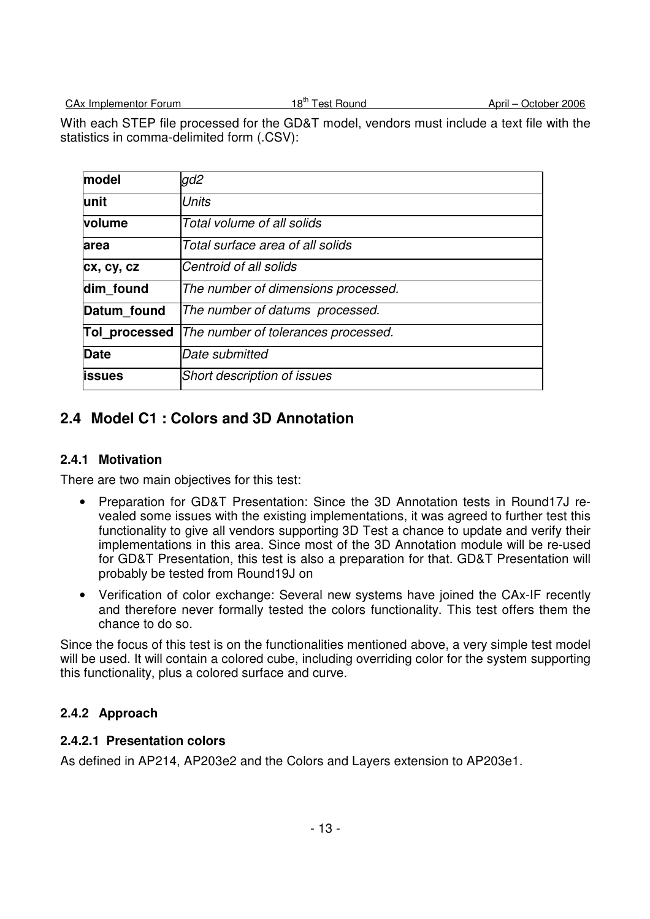With each STEP file processed for the GD&T model, vendors must include a text file with the statistics in comma-delimited form (.CSV):

| | |
|---|---|
| **model** | *gd2* |
| **unit** | *Units* |
| **volume** | *Total volume of all solids* |
| **area** | *Total surface area of all solids* |
| **cx, cy, cz** | *Centroid of all solids* |
| **dim_found** | *The number of dimensions processed.* |
| **Datum_found** | *The number of datums processed.* |
| **Tol_processed** | *The number of tolerances processed.* |
| **Date** | *Date submitted* |
| **issues** | *Short description of issues* |

## 2.4 Model C1 : Colors and 3D Annotation

### 2.4.1 Motivation

There are two main objectives for this test:

- Preparation for GD&T Presentation: Since the 3D Annotation tests in Round17J revealed some issues with the existing implementations, it was agreed to further test this functionality to give all vendors supporting 3D Test a chance to update and verify their implementations in this area. Since most of the 3D Annotation module will be re-used for GD&T Presentation, this test is also a preparation for that. GD&T Presentation will probably be tested from Round19J on
- Verification of color exchange: Several new systems have joined the CAx-IF recently and therefore never formally tested the colors functionality. This test offers them the chance to do so.

Since the focus of this test is on the functionalities mentioned above, a very simple test model will be used. It will contain a colored cube, including overriding color for the system supporting this functionality, plus a colored surface and curve.

### 2.4.2 Approach

#### 2.4.2.1 Presentation colors

As defined in AP214, AP203e2 and the Colors and Layers extension to AP203e1.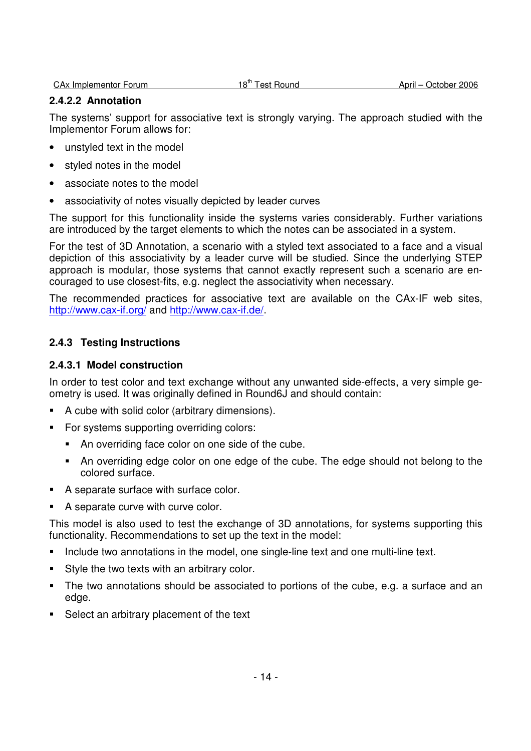#### 2.4.2.2 Annotation

The systems' support for associative text is strongly varying. The approach studied with the Implementor Forum allows for:

- unstyled text in the model
- styled notes in the model
- associate notes to the model
- associativity of notes visually depicted by leader curves

The support for this functionality inside the systems varies considerably. Further variations are introduced by the target elements to which the notes can be associated in a system.

For the test of 3D Annotation, a scenario with a styled text associated to a face and a visual depiction of this associativity by a leader curve will be studied. Since the underlying STEP approach is modular, those systems that cannot exactly represent such a scenario are encouraged to use closest-fits, e.g. neglect the associativity when necessary.

The recommended practices for associative text are available on the CAx-IF web sites, http://www.cax-if.org/ and http://www.cax-if.de/.

### 2.4.3 Testing Instructions

#### 2.4.3.1 Model construction

In order to test color and text exchange without any unwanted side-effects, a very simple geometry is used. It was originally defined in Round6J and should contain:

- A cube with solid color (arbitrary dimensions).
- For systems supporting overriding colors:
  - An overriding face color on one side of the cube.
  - An overriding edge color on one edge of the cube. The edge should not belong to the colored surface.
- A separate surface with surface color.
- A separate curve with curve color.

This model is also used to test the exchange of 3D annotations, for systems supporting this functionality. Recommendations to set up the text in the model:

- Include two annotations in the model, one single-line text and one multi-line text.
- Style the two texts with an arbitrary color.
- The two annotations should be associated to portions of the cube, e.g. a surface and an edge.
- Select an arbitrary placement of the text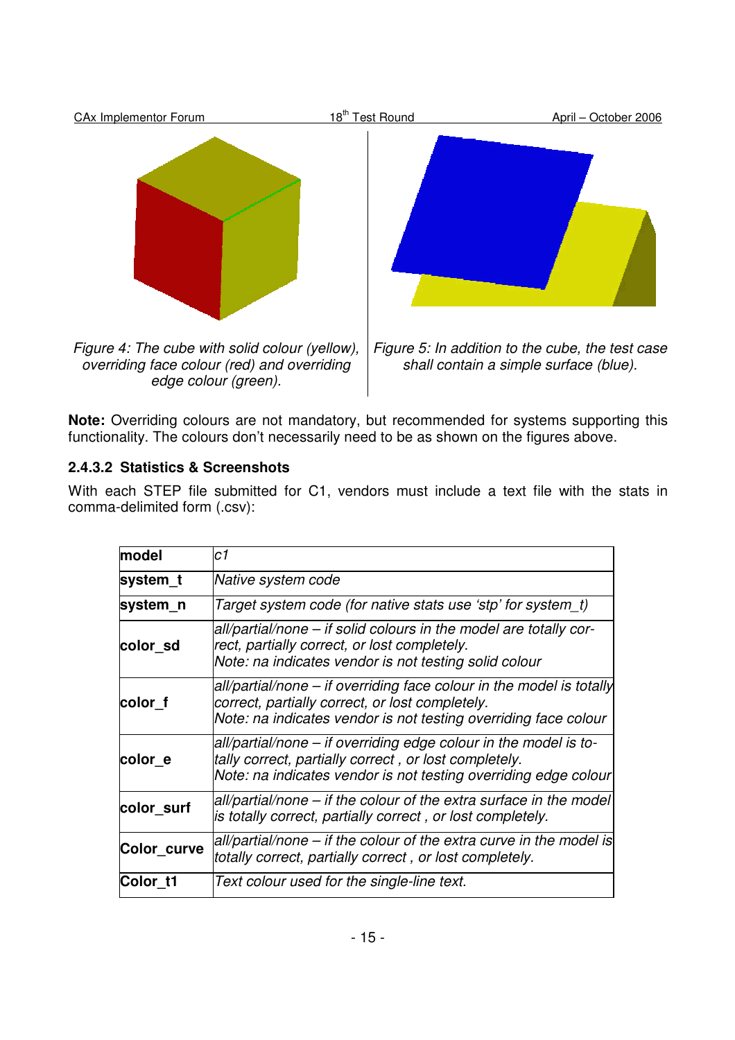*Figure 4: The cube with solid colour (yellow), overriding face colour (red) and overriding edge colour (green).*

*Figure 5: In addition to the cube, the test case shall contain a simple surface (blue).*

**Note:** Overriding colours are not mandatory, but recommended for systems supporting this functionality. The colours don't necessarily need to be as shown on the figures above.

### 2.4.3.2 Statistics & Screenshots

With each STEP file submitted for C1, vendors must include a text file with the stats in comma-delimited form (.csv):

| **model** | *c1* |
|---|---|
| **system_t** | *Native system code* |
| **system_n** | *Target system code (for native stats use 'stp' for system_t)* |
| **color_sd** | *all/partial/none – if solid colours in the model are totally correct, partially correct, or lost completely.*<br>*Note: na indicates vendor is not testing solid colour* |
| **color_f** | *all/partial/none – if overriding face colour in the model is totally correct, partially correct, or lost completely.*<br>*Note: na indicates vendor is not testing overriding face colour* |
| **color_e** | *all/partial/none – if overriding edge colour in the model is totally correct, partially correct , or lost completely.*<br>*Note: na indicates vendor is not testing overriding edge colour* |
| **color_surf** | *all/partial/none – if the colour of the extra surface in the model is totally correct, partially correct , or lost completely.* |
| **Color_curve** | *all/partial/none – if the colour of the extra curve in the model is totally correct, partially correct , or lost completely.* |
| **Color_t1** | *Text colour used for the single-line text.* |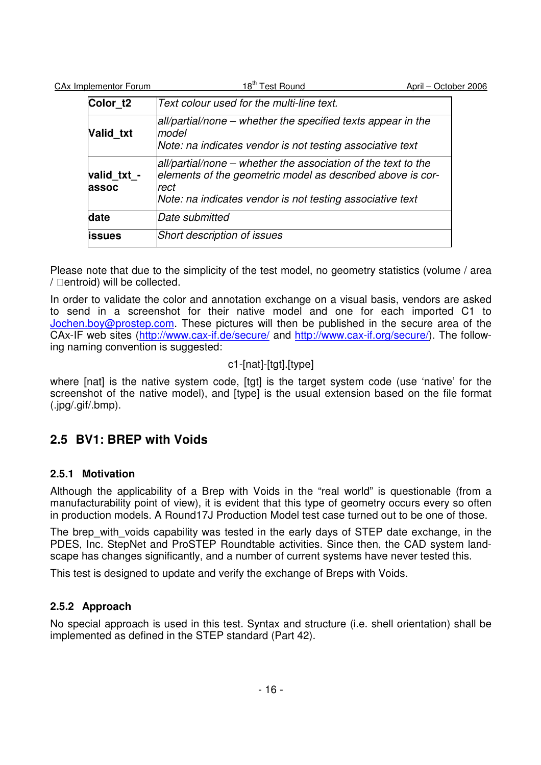| | |
|---|---|
| **Color_t2** | *Text colour used for the multi-line text.* |
| **Valid_txt** | *all/partial/none – whether the specified texts appear in the model*<br>*Note: na indicates vendor is not testing associative text* |
| **valid_txt_-assoc** | *all/partial/none – whether the association of the text to the elements of the geometric model as described above is correct*<br>*Note: na indicates vendor is not testing associative text* |
| **date** | *Date submitted* |
| **issues** | *Short description of issues* |

Please note that due to the simplicity of the test model, no geometry statistics (volume / area / centroid) will be collected.

In order to validate the color and annotation exchange on a visual basis, vendors are asked to send in a screenshot for their native model and one for each imported C1 to Jochen.boy@prostep.com. These pictures will then be published in the secure area of the CAx-IF web sites (http://www.cax-if.de/secure/ and http://www.cax-if.org/secure/). The following naming convention is suggested:

c1-[nat]-[tgt].[type]

where [nat] is the native system code, [tgt] is the target system code (use 'native' for the screenshot of the native model), and [type] is the usual extension based on the file format (.jpg/.gif/.bmp).

## 2.5 BV1: BREP with Voids

### 2.5.1 Motivation

Although the applicability of a Brep with Voids in the "real world" is questionable (from a manufacturability point of view), it is evident that this type of geometry occurs every so often in production models. A Round17J Production Model test case turned out to be one of those.

The brep_with_voids capability was tested in the early days of STEP date exchange, in the PDES, Inc. StepNet and ProSTEP Roundtable activities. Since then, the CAD system landscape has changes significantly, and a number of current systems have never tested this.

This test is designed to update and verify the exchange of Breps with Voids.

### 2.5.2 Approach

No special approach is used in this test. Syntax and structure (i.e. shell orientation) shall be implemented as defined in the STEP standard (Part 42).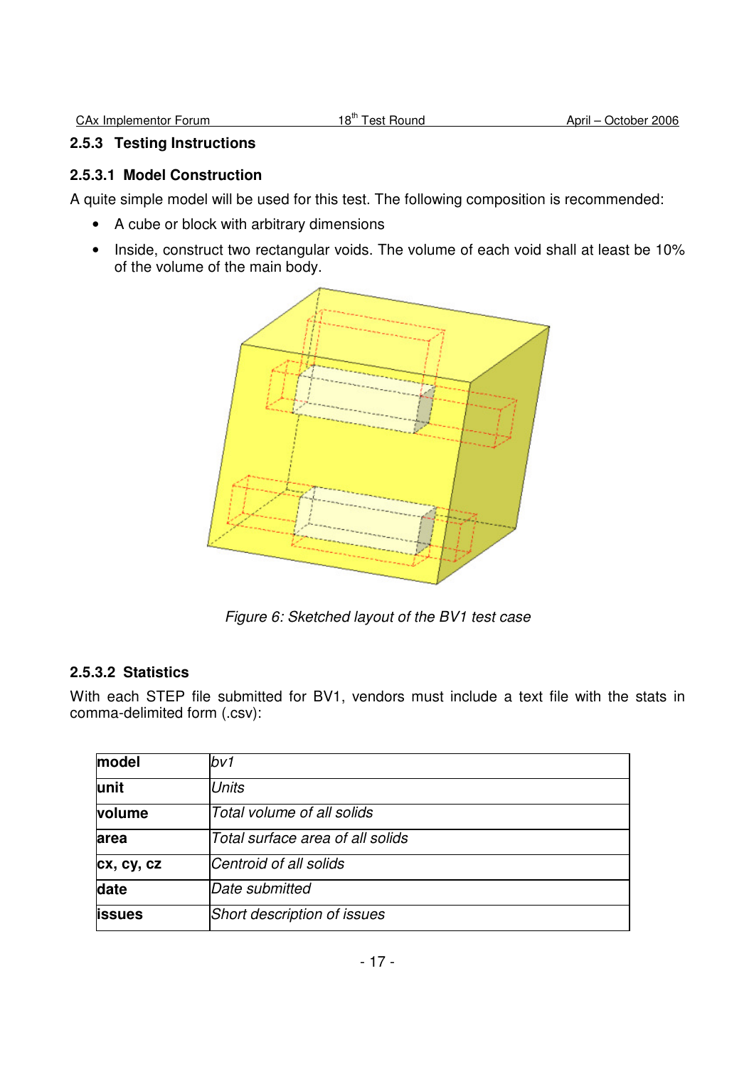### 2.5.3 Testing Instructions

#### 2.5.3.1 Model Construction

A quite simple model will be used for this test. The following composition is recommended:

- A cube or block with arbitrary dimensions
- Inside, construct two rectangular voids. The volume of each void shall at least be 10% of the volume of the main body.

*Figure 6: Sketched layout of the BV1 test case*

#### 2.5.3.2 Statistics

With each STEP file submitted for BV1, vendors must include a text file with the stats in comma-delimited form (.csv):

| **model** | *bv1* |
|---|---|
| **unit** | *Units* |
| **volume** | *Total volume of all solids* |
| **area** | *Total surface area of all solids* |
| **cx, cy, cz** | *Centroid of all solids* |
| **date** | *Date submitted* |
| **issues** | *Short description of issues* |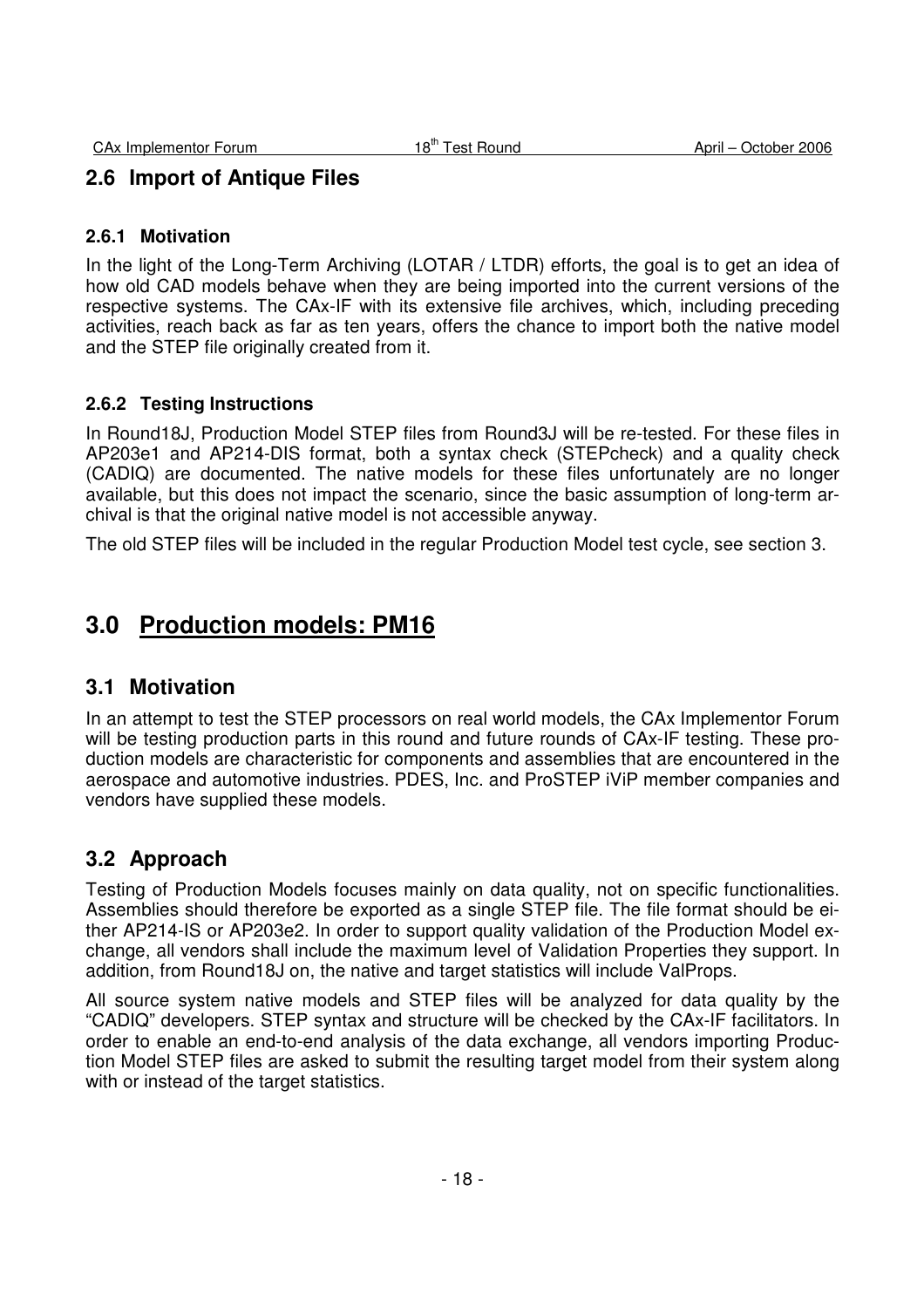## 2.6 Import of Antique Files

### 2.6.1 Motivation

In the light of the Long-Term Archiving (LOTAR / LTDR) efforts, the goal is to get an idea of how old CAD models behave when they are being imported into the current versions of the respective systems. The CAx-IF with its extensive file archives, which, including preceding activities, reach back as far as ten years, offers the chance to import both the native model and the STEP file originally created from it.

### 2.6.2 Testing Instructions

In Round18J, Production Model STEP files from Round3J will be re-tested. For these files in AP203e1 and AP214-DIS format, both a syntax check (STEPcheck) and a quality check (CADIQ) are documented. The native models for these files unfortunately are no longer available, but this does not impact the scenario, since the basic assumption of long-term archival is that the original native model is not accessible anyway.

The old STEP files will be included in the regular Production Model test cycle, see section 3.

# 3.0 Production models: PM16

## 3.1 Motivation

In an attempt to test the STEP processors on real world models, the CAx Implementor Forum will be testing production parts in this round and future rounds of CAx-IF testing. These production models are characteristic for components and assemblies that are encountered in the aerospace and automotive industries. PDES, Inc. and ProSTEP iViP member companies and vendors have supplied these models.

## 3.2 Approach

Testing of Production Models focuses mainly on data quality, not on specific functionalities. Assemblies should therefore be exported as a single STEP file. The file format should be either AP214-IS or AP203e2. In order to support quality validation of the Production Model exchange, all vendors shall include the maximum level of Validation Properties they support. In addition, from Round18J on, the native and target statistics will include ValProps.

All source system native models and STEP files will be analyzed for data quality by the "CADIQ" developers. STEP syntax and structure will be checked by the CAx-IF facilitators. In order to enable an end-to-end analysis of the data exchange, all vendors importing Production Model STEP files are asked to submit the resulting target model from their system along with or instead of the target statistics.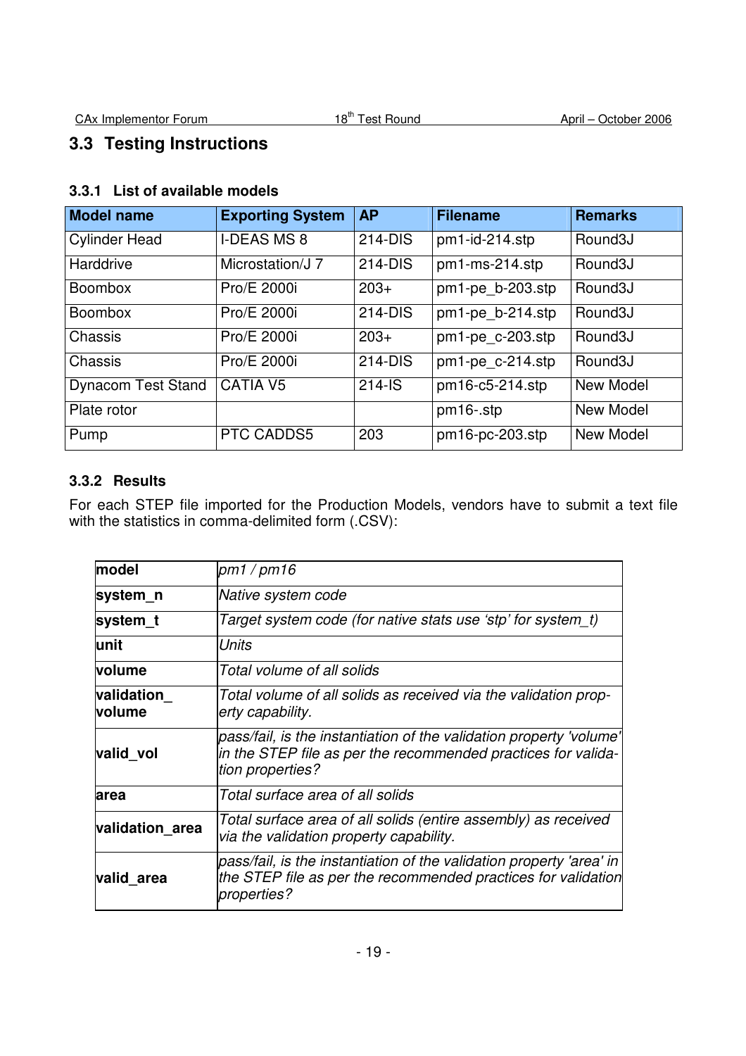## 3.3 Testing Instructions

### 3.3.1 List of available models

| Model name | Exporting System | AP | Filename | Remarks |
|---|---|---|---|---|
| Cylinder Head | I-DEAS MS 8 | 214-DIS | pm1-id-214.stp | Round3J |
| Harddrive | Microstation/J 7 | 214-DIS | pm1-ms-214.stp | Round3J |
| Boombox | Pro/E 2000i | 203+ | pm1-pe_b-203.stp | Round3J |
| Boombox | Pro/E 2000i | 214-DIS | pm1-pe_b-214.stp | Round3J |
| Chassis | Pro/E 2000i | 203+ | pm1-pe_c-203.stp | Round3J |
| Chassis | Pro/E 2000i | 214-DIS | pm1-pe_c-214.stp | Round3J |
| Dynacom Test Stand | CATIA V5 | 214-IS | pm16-c5-214.stp | New Model |
| Plate rotor | | | pm16-.stp | New Model |
| Pump | PTC CADDS5 | 203 | pm16-pc-203.stp | New Model |

### 3.3.2 Results

For each STEP file imported for the Production Models, vendors have to submit a text file with the statistics in comma-delimited form (.CSV):

| | |
|---|---|
| **model** | *pm1 / pm16* |
| **system_n** | *Native system code* |
| **system_t** | *Target system code (for native stats use 'stp' for system_t)* |
| **unit** | *Units* |
| **volume** | *Total volume of all solids* |
| **validation_ volume** | *Total volume of all solids as received via the validation property capability.* |
| **valid_vol** | *pass/fail, is the instantiation of the validation property 'volume' in the STEP file as per the recommended practices for validation properties?* |
| **area** | *Total surface area of all solids* |
| **validation_area** | *Total surface area of all solids (entire assembly) as received via the validation property capability.* |
| **valid_area** | *pass/fail, is the instantiation of the validation property 'area' in the STEP file as per the recommended practices for validation properties?* |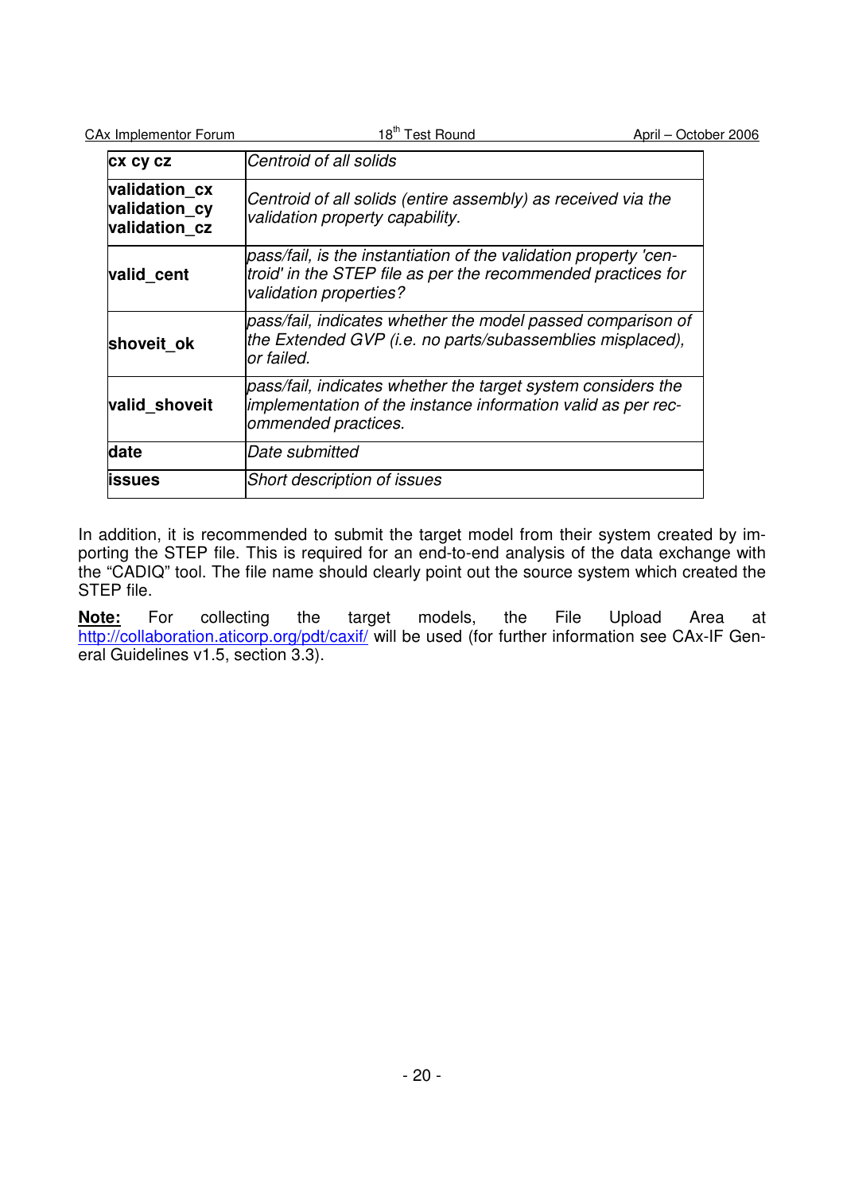| | |
|---|---|
| **cx cy cz** | *Centroid of all solids* |
| **validation_cx validation_cy validation_cz** | *Centroid of all solids (entire assembly) as received via the validation property capability.* |
| **valid_cent** | *pass/fail, is the instantiation of the validation property 'centroid' in the STEP file as per the recommended practices for validation properties?* |
| **shoveit_ok** | *pass/fail, indicates whether the model passed comparison of the Extended GVP (i.e. no parts/subassemblies misplaced), or failed.* |
| **valid_shoveit** | *pass/fail, indicates whether the target system considers the implementation of the instance information valid as per recommended practices.* |
| **date** | *Date submitted* |
| **issues** | *Short description of issues* |

In addition, it is recommended to submit the target model from their system created by importing the STEP file. This is required for an end-to-end analysis of the data exchange with the "CADIQ" tool. The file name should clearly point out the source system which created the STEP file.

**Note:** For collecting the target models, the File Upload Area at http://collaboration.aticorp.org/pdt/caxif/ will be used (for further information see CAx-IF General Guidelines v1.5, section 3.3).